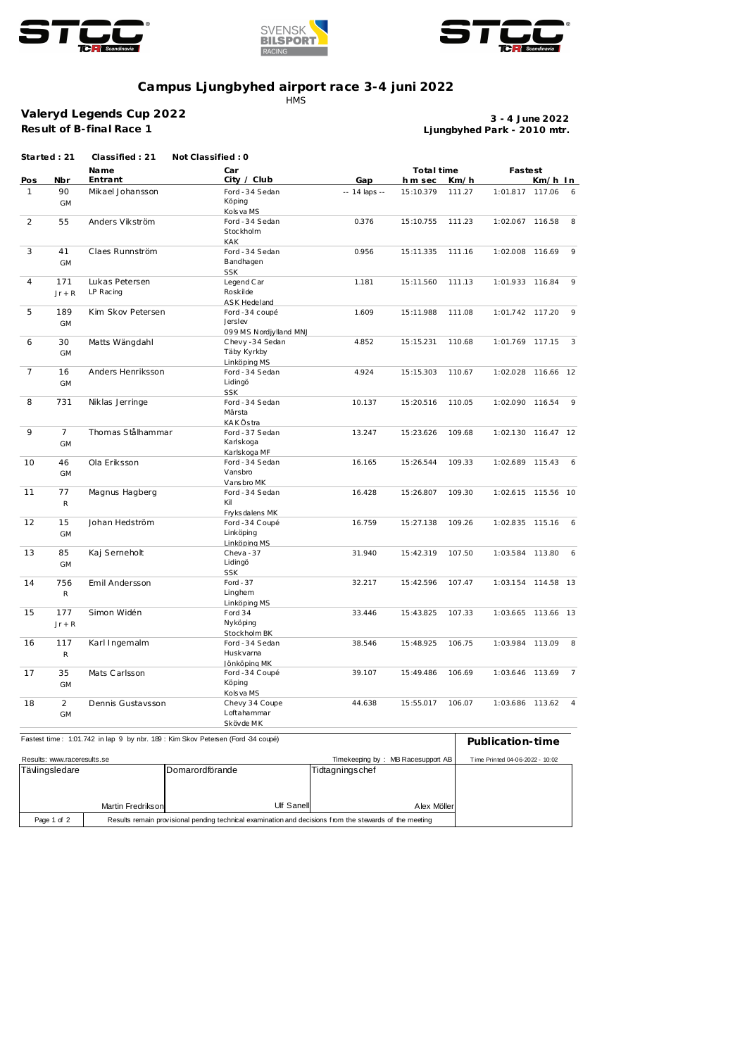# Campus Ljungbyhed airport race 3-4 juni 2022

HMS

## Valeryd Legends Cup 2022

**Result of B-final Race 1**

**3 - 4 June 2022**
**Ljungbyhed Park - 2010 mtr.**

**Started : 21** **Classified : 21** **Not Classified : 0**

| Pos | Nbr | Name Entrant | Car City / Club | Gap | Total time h m sec | Km/h | Fastest | Km/h | In |
|---|---|---|---|---|---|---|---|---|---|
| 1 | 90 GM | Mikael Johansson | Ford -34 Sedan Köping Kolsva MS | -- 14 laps -- | 15:10.379 | 111.27 | 1:01.817 | 117.06 | 6 |
| 2 | 55 | Anders Vikström | Ford -34 Sedan Stockholm KAK | 0.376 | 15:10.755 | 111.23 | 1:02.067 | 116.58 | 8 |
| 3 | 41 GM | Claes Runnström | Ford -34 Sedan Bandhagen SSK | 0.956 | 15:11.335 | 111.16 | 1:02.008 | 116.69 | 9 |
| 4 | 171 Jr + R | Lukas Petersen LP Racing | Legend Car Roskilde ASK Hedeland | 1.181 | 15:11.560 | 111.13 | 1:01.933 | 116.84 | 9 |
| 5 | 189 GM | Kim Skov Petersen | Ford -34 coupé Jerslev 099 MS Nordjylland MNJ | 1.609 | 15:11.988 | 111.08 | 1:01.742 | 117.20 | 9 |
| 6 | 30 GM | Matts Wängdahl | Chevy -34 Sedan Täby Kyrkby Linköping MS | 4.852 | 15:15.231 | 110.68 | 1:01.769 | 117.15 | 3 |
| 7 | 16 GM | Anders Henriksson | Ford -34 Sedan Lidingö SSK | 4.924 | 15:15.303 | 110.67 | 1:02.028 | 116.66 | 12 |
| 8 | 731 | Niklas Jerringe | Ford -34 Sedan Märsta KAK Östra | 10.137 | 15:20.516 | 110.05 | 1:02.090 | 116.54 | 9 |
| 9 | 7 GM | Thomas Stålhammar | Ford -37 Sedan Karlskoga Karlskoga MF | 13.247 | 15:23.626 | 109.68 | 1:02.130 | 116.47 | 12 |
| 10 | 46 GM | Ola Eriksson | Ford -34 Sedan Vansbro Vansbro MK | 16.165 | 15:26.544 | 109.33 | 1:02.689 | 115.43 | 6 |
| 11 | 77 R | Magnus Hagberg | Ford -34 Sedan Kil Fryksdalens MK | 16.428 | 15:26.807 | 109.30 | 1:02.615 | 115.56 | 10 |
| 12 | 15 GM | Johan Hedström | Ford -34 Coupé Linköping Linköping MS | 16.759 | 15:27.138 | 109.26 | 1:02.835 | 115.16 | 6 |
| 13 | 85 GM | Kaj Serneholt | Cheva -37 Lidingö SSK | 31.940 | 15:42.319 | 107.50 | 1:03.584 | 113.80 | 6 |
| 14 | 756 R | Emil Andersson | Ford -37 Linghem Linköping MS | 32.217 | 15:42.596 | 107.47 | 1:03.154 | 114.58 | 13 |
| 15 | 177 Jr + R | Simon Widén | Ford 34 Nyköping Stockholm BK | 33.446 | 15:43.825 | 107.33 | 1:03.665 | 113.66 | 13 |
| 16 | 117 R | Karl Ingemalm | Ford -34 Sedan Huskvarna Jönköping MK | 38.546 | 15:48.925 | 106.75 | 1:03.984 | 113.09 | 8 |
| 17 | 35 GM | Mats Carlsson | Ford -34 Coupé Köping Kolsva MS | 39.107 | 15:49.486 | 106.69 | 1:03.646 | 113.69 | 7 |
| 18 | 2 GM | Dennis Gustavsson | Chevy 34 Coupe Loftahammar Skövde MK | 44.638 | 15:55.017 | 106.07 | 1:03.686 | 113.62 | 4 |

Fastest time : 1:01.742 in lap 9 by nbr. 189 : Kim Skov Petersen (Ford -34 coupé)

**Publication-time**

Results: www.raceresults.se

Timekeeping by : MB Racesupport AB

Time Printed 04-06-2022 - 10:02

| Tävlingsledare | Domarordförande | Tidtagningschef |
|---|---|---|
| Martin Fredrikson | Ulf Sanell | Alex Möller |

Results remain provisional pending technical examination and decisions from the stewards of the meeting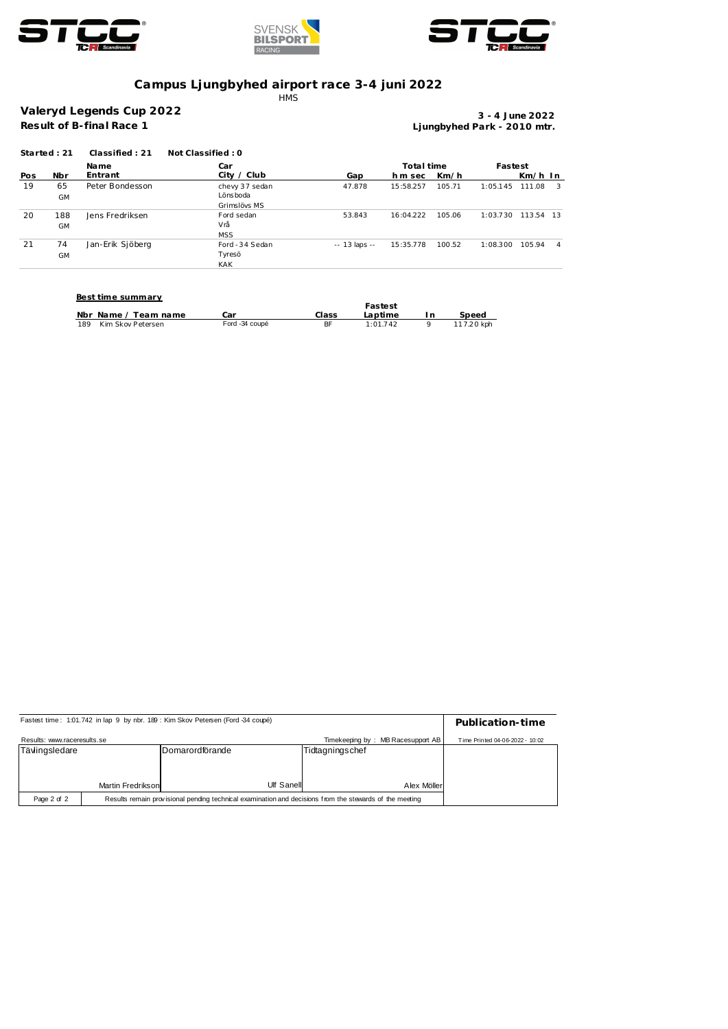# Campus Ljungbyhed airport race 3-4 juni 2022

HMS

## Valeryd Legends Cup 2022

**Result of B-final Race 1**

**3 - 4 June 2022**
**Ljungbyhed Park - 2010 mtr.**

**Started : 21** **Classified : 21** **Not Classified : 0**

| Pos | Nbr | Name / Entrant | Car / City / Club | Gap | Total time h m sec | Total time Km/h | Fastest | Fastest Km/h | In |
|---|---|---|---|---|---|---|---|---|---|
| 19 | 65 GM | Peter Bondesson | chevy 37 sedan Lönsboda Grimslövs MS | 47.878 | 15:58.257 | 105.71 | 1:05.145 | 111.08 | 3 |
| 20 | 188 GM | Jens Fredriksen | Ford sedan Vrå MSS | 53.843 | 16:04.222 | 105.06 | 1:03.730 | 113.54 | 13 |
| 21 | 74 GM | Jan-Erik Sjöberg | Ford -34 Sedan Tyresö KAK | -- 13 laps -- | 15:35.778 | 100.52 | 1:08.300 | 105.94 | 4 |

**Best time summary**

| Nbr | Name / Team name | Car | Class | Fastest Laptime | In | Speed |
|---|---|---|---|---|---|---|
| 189 | Kim Skov Petersen | Ford -34 coupé | BF | 1:01.742 | 9 | 117.20 kph |

Fastest time : 1:01.742 in lap 9 by nbr. 189 : Kim Skov Petersen (Ford -34 coupé)

**Publication-time**

Results: www.raceresults.se

Timekeeping by : MB Racesupport AB

Time Printed 04-06-2022 - 10:02

| Tävlingsledare | Domarordförande | Tidtagningschef |
|---|---|---|
| Martin Fredrikson | Ulf Sanell | Alex Möller |

Results remain provisional pending technical examination and decisions from the stewards of the meeting